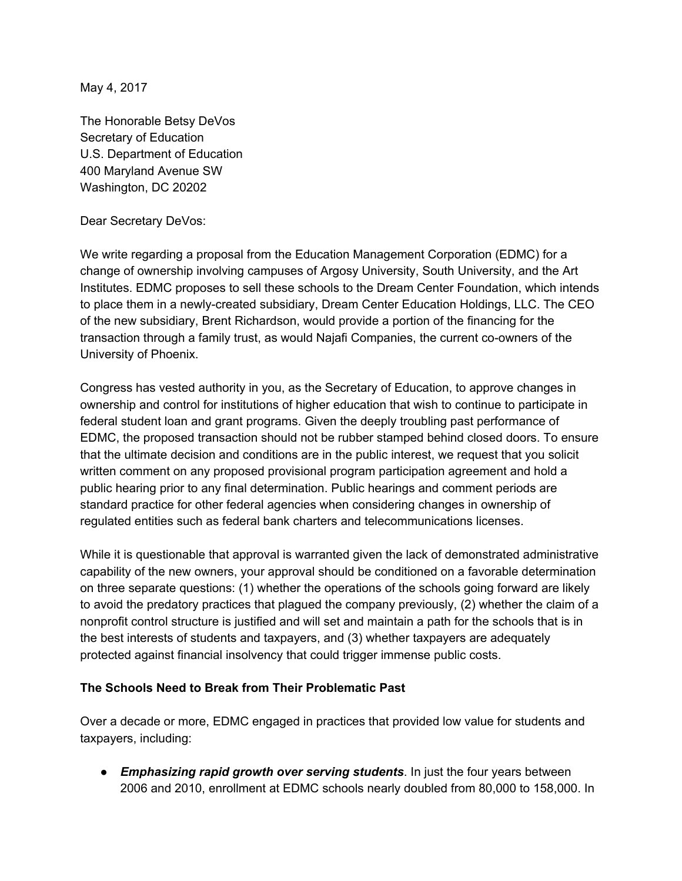May 4, 2017

The Honorable Betsy DeVos
Secretary of Education
U.S. Department of Education
400 Maryland Avenue SW
Washington, DC 20202

Dear Secretary DeVos:

We write regarding a proposal from the Education Management Corporation (EDMC) for a change of ownership involving campuses of Argosy University, South University, and the Art Institutes. EDMC proposes to sell these schools to the Dream Center Foundation, which intends to place them in a newly-created subsidiary, Dream Center Education Holdings, LLC. The CEO of the new subsidiary, Brent Richardson, would provide a portion of the financing for the transaction through a family trust, as would Najafi Companies, the current co-owners of the University of Phoenix.

Congress has vested authority in you, as the Secretary of Education, to approve changes in ownership and control for institutions of higher education that wish to continue to participate in federal student loan and grant programs. Given the deeply troubling past performance of EDMC, the proposed transaction should not be rubber stamped behind closed doors. To ensure that the ultimate decision and conditions are in the public interest, we request that you solicit written comment on any proposed provisional program participation agreement and hold a public hearing prior to any final determination. Public hearings and comment periods are standard practice for other federal agencies when considering changes in ownership of regulated entities such as federal bank charters and telecommunications licenses.

While it is questionable that approval is warranted given the lack of demonstrated administrative capability of the new owners, your approval should be conditioned on a favorable determination on three separate questions: (1) whether the operations of the schools going forward are likely to avoid the predatory practices that plagued the company previously, (2) whether the claim of a nonprofit control structure is justified and will set and maintain a path for the schools that is in the best interests of students and taxpayers, and (3) whether taxpayers are adequately protected against financial insolvency that could trigger immense public costs.

**The Schools Need to Break from Their Problematic Past**

Over a decade or more, EDMC engaged in practices that provided low value for students and taxpayers, including:

- ***Emphasizing rapid growth over serving students***. In just the four years between 2006 and 2010, enrollment at EDMC schools nearly doubled from 80,000 to 158,000. In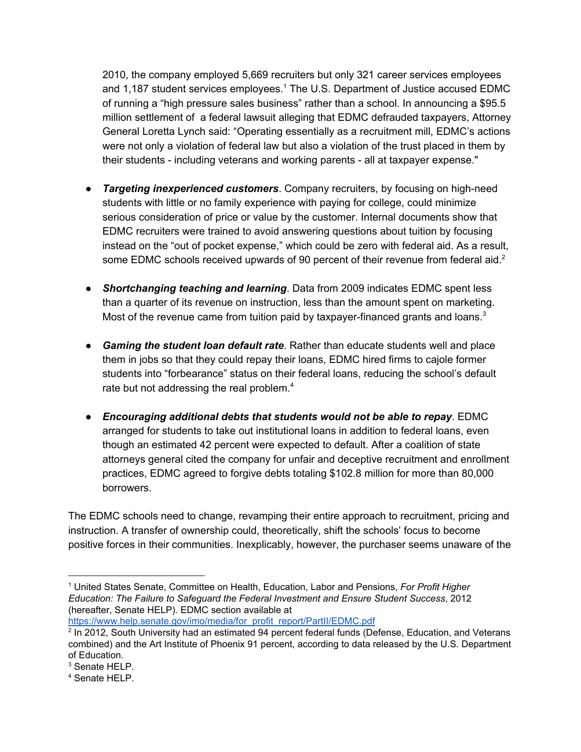2010, the company employed 5,669 recruiters but only 321 career services employees and 1,187 student services employees.[1] The U.S. Department of Justice accused EDMC of running a "high pressure sales business" rather than a school. In announcing a $95.5 million settlement of a federal lawsuit alleging that EDMC defrauded taxpayers, Attorney General Loretta Lynch said: "Operating essentially as a recruitment mill, EDMC's actions were not only a violation of federal law but also a violation of the trust placed in them by their students - including veterans and working parents - all at taxpayer expense."

- ***Targeting inexperienced customers***. Company recruiters, by focusing on high-need students with little or no family experience with paying for college, could minimize serious consideration of price or value by the customer. Internal documents show that EDMC recruiters were trained to avoid answering questions about tuition by focusing instead on the "out of pocket expense," which could be zero with federal aid. As a result, some EDMC schools received upwards of 90 percent of their revenue from federal aid.[2]

- ***Shortchanging teaching and learning***. Data from 2009 indicates EDMC spent less than a quarter of its revenue on instruction, less than the amount spent on marketing. Most of the revenue came from tuition paid by taxpayer-financed grants and loans.[3]

- ***Gaming the student loan default rate***. Rather than educate students well and place them in jobs so that they could repay their loans, EDMC hired firms to cajole former students into "forbearance" status on their federal loans, reducing the school's default rate but not addressing the real problem.[4]

- ***Encouraging additional debts that students would not be able to repay***. EDMC arranged for students to take out institutional loans in addition to federal loans, even though an estimated 42 percent were expected to default. After a coalition of state attorneys general cited the company for unfair and deceptive recruitment and enrollment practices, EDMC agreed to forgive debts totaling $102.8 million for more than 80,000 borrowers.

The EDMC schools need to change, revamping their entire approach to recruitment, pricing and instruction. A transfer of ownership could, theoretically, shift the schools' focus to become positive forces in their communities. Inexplicably, however, the purchaser seems unaware of the

---

[1] United States Senate, Committee on Health, Education, Labor and Pensions, *For Profit Higher Education: The Failure to Safeguard the Federal Investment and Ensure Student Success*, 2012 (hereafter, Senate HELP). EDMC section available at https://www.help.senate.gov/imo/media/for_profit_report/PartII/EDMC.pdf

[2] In 2012, South University had an estimated 94 percent federal funds (Defense, Education, and Veterans combined) and the Art Institute of Phoenix 91 percent, according to data released by the U.S. Department of Education.

[3] Senate HELP.

[4] Senate HELP.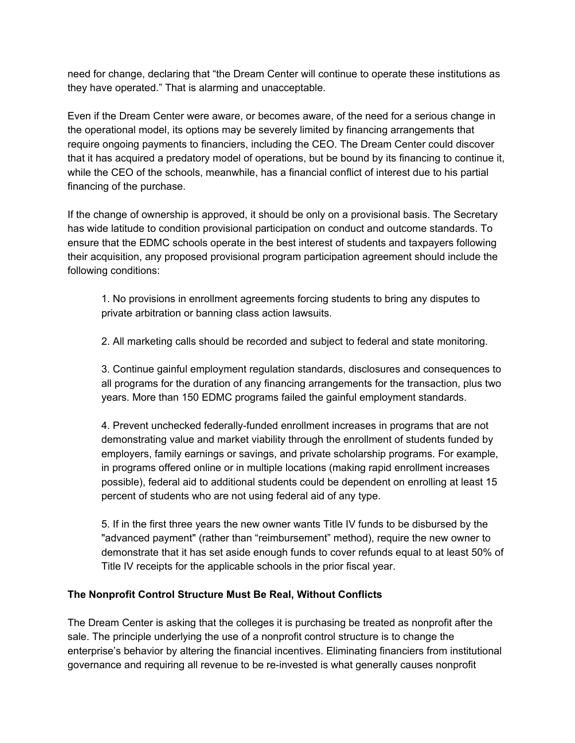need for change, declaring that "the Dream Center will continue to operate these institutions as they have operated." That is alarming and unacceptable.

Even if the Dream Center were aware, or becomes aware, of the need for a serious change in the operational model, its options may be severely limited by financing arrangements that require ongoing payments to financiers, including the CEO. The Dream Center could discover that it has acquired a predatory model of operations, but be bound by its financing to continue it, while the CEO of the schools, meanwhile, has a financial conflict of interest due to his partial financing of the purchase.

If the change of ownership is approved, it should be only on a provisional basis. The Secretary has wide latitude to condition provisional participation on conduct and outcome standards. To ensure that the EDMC schools operate in the best interest of students and taxpayers following their acquisition, any proposed provisional program participation agreement should include the following conditions:

1. No provisions in enrollment agreements forcing students to bring any disputes to private arbitration or banning class action lawsuits.

2. All marketing calls should be recorded and subject to federal and state monitoring.

3. Continue gainful employment regulation standards, disclosures and consequences to all programs for the duration of any financing arrangements for the transaction, plus two years. More than 150 EDMC programs failed the gainful employment standards.

4. Prevent unchecked federally-funded enrollment increases in programs that are not demonstrating value and market viability through the enrollment of students funded by employers, family earnings or savings, and private scholarship programs. For example, in programs offered online or in multiple locations (making rapid enrollment increases possible), federal aid to additional students could be dependent on enrolling at least 15 percent of students who are not using federal aid of any type.

5. If in the first three years the new owner wants Title IV funds to be disbursed by the "advanced payment" (rather than "reimbursement" method), require the new owner to demonstrate that it has set aside enough funds to cover refunds equal to at least 50% of Title IV receipts for the applicable schools in the prior fiscal year.

**The Nonprofit Control Structure Must Be Real, Without Conflicts**

The Dream Center is asking that the colleges it is purchasing be treated as nonprofit after the sale. The principle underlying the use of a nonprofit control structure is to change the enterprise's behavior by altering the financial incentives. Eliminating financiers from institutional governance and requiring all revenue to be re-invested is what generally causes nonprofit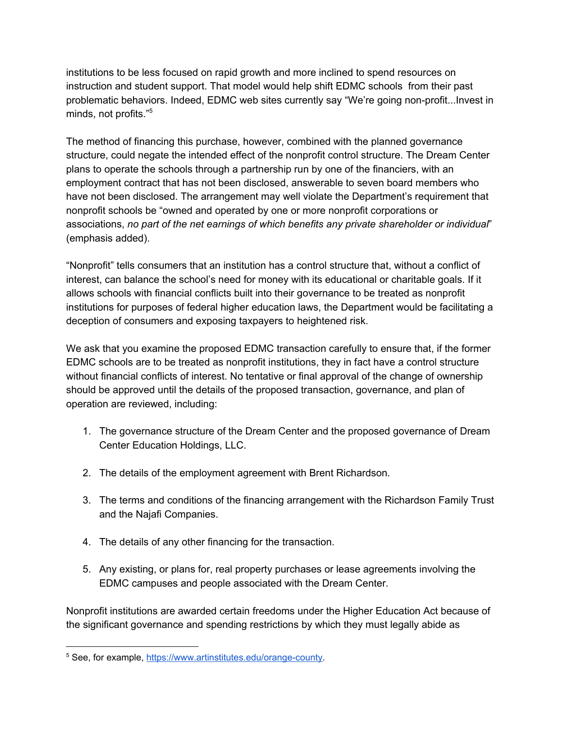institutions to be less focused on rapid growth and more inclined to spend resources on instruction and student support. That model would help shift EDMC schools from their past problematic behaviors. Indeed, EDMC web sites currently say "We're going non-profit...Invest in minds, not profits."[5]

The method of financing this purchase, however, combined with the planned governance structure, could negate the intended effect of the nonprofit control structure. The Dream Center plans to operate the schools through a partnership run by one of the financiers, with an employment contract that has not been disclosed, answerable to seven board members who have not been disclosed. The arrangement may well violate the Department's requirement that nonprofit schools be "owned and operated by one or more nonprofit corporations or associations, *no part of the net earnings of which benefits any private shareholder or individual*" (emphasis added).

"Nonprofit" tells consumers that an institution has a control structure that, without a conflict of interest, can balance the school's need for money with its educational or charitable goals. If it allows schools with financial conflicts built into their governance to be treated as nonprofit institutions for purposes of federal higher education laws, the Department would be facilitating a deception of consumers and exposing taxpayers to heightened risk.

We ask that you examine the proposed EDMC transaction carefully to ensure that, if the former EDMC schools are to be treated as nonprofit institutions, they in fact have a control structure without financial conflicts of interest. No tentative or final approval of the change of ownership should be approved until the details of the proposed transaction, governance, and plan of operation are reviewed, including:

1. The governance structure of the Dream Center and the proposed governance of Dream Center Education Holdings, LLC.

2. The details of the employment agreement with Brent Richardson.

3. The terms and conditions of the financing arrangement with the Richardson Family Trust and the Najafi Companies.

4. The details of any other financing for the transaction.

5. Any existing, or plans for, real property purchases or lease agreements involving the EDMC campuses and people associated with the Dream Center.

Nonprofit institutions are awarded certain freedoms under the Higher Education Act because of the significant governance and spending restrictions by which they must legally abide as

---

[5] See, for example, https://www.artinstitutes.edu/orange-county.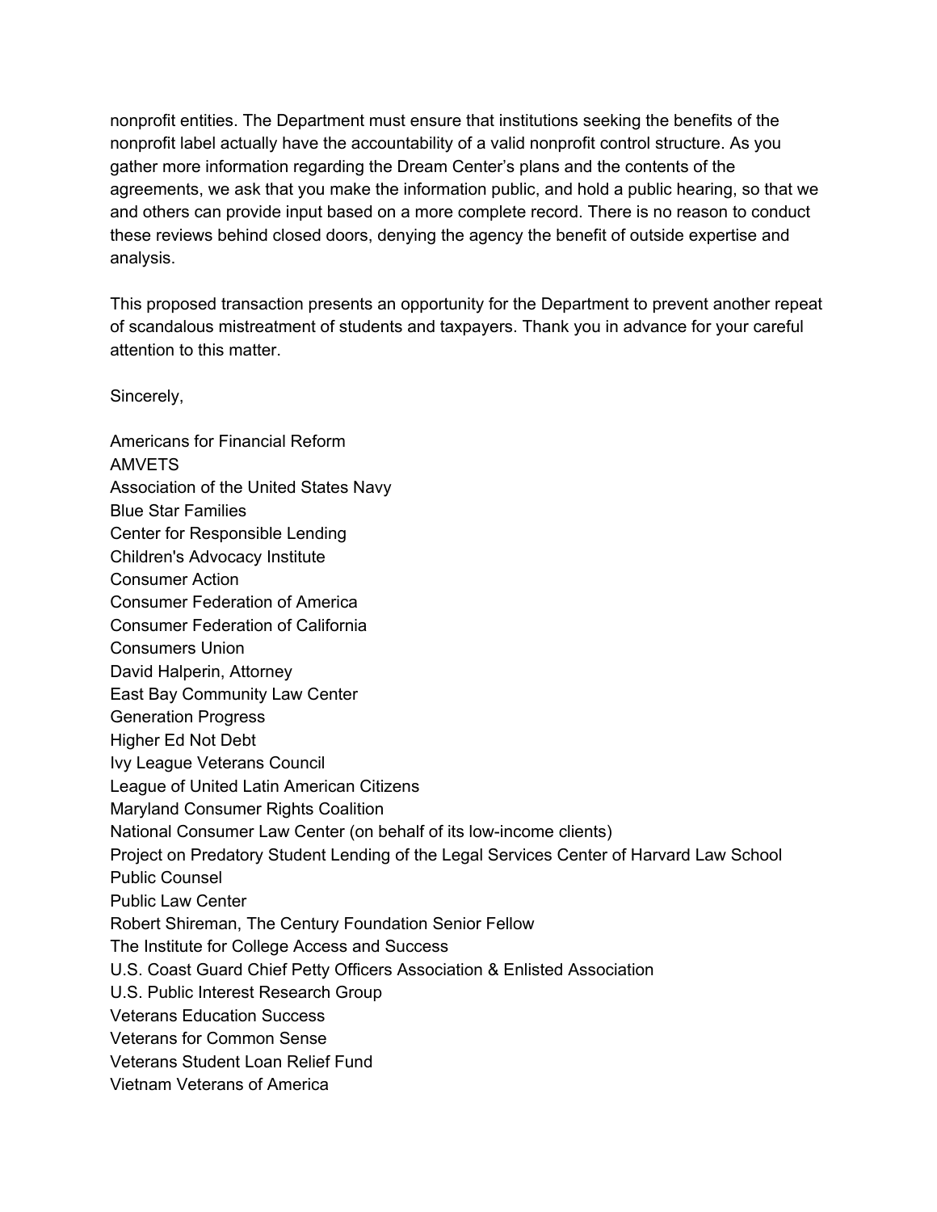nonprofit entities. The Department must ensure that institutions seeking the benefits of the nonprofit label actually have the accountability of a valid nonprofit control structure. As you gather more information regarding the Dream Center's plans and the contents of the agreements, we ask that you make the information public, and hold a public hearing, so that we and others can provide input based on a more complete record. There is no reason to conduct these reviews behind closed doors, denying the agency the benefit of outside expertise and analysis.

This proposed transaction presents an opportunity for the Department to prevent another repeat of scandalous mistreatment of students and taxpayers. Thank you in advance for your careful attention to this matter.

Sincerely,

Americans for Financial Reform
AMVETS
Association of the United States Navy
Blue Star Families
Center for Responsible Lending
Children's Advocacy Institute
Consumer Action
Consumer Federation of America
Consumer Federation of California
Consumers Union
David Halperin, Attorney
East Bay Community Law Center
Generation Progress
Higher Ed Not Debt
Ivy League Veterans Council
League of United Latin American Citizens
Maryland Consumer Rights Coalition
National Consumer Law Center (on behalf of its low-income clients)
Project on Predatory Student Lending of the Legal Services Center of Harvard Law School
Public Counsel
Public Law Center
Robert Shireman, The Century Foundation Senior Fellow
The Institute for College Access and Success
U.S. Coast Guard Chief Petty Officers Association & Enlisted Association
U.S. Public Interest Research Group
Veterans Education Success
Veterans for Common Sense
Veterans Student Loan Relief Fund
Vietnam Veterans of America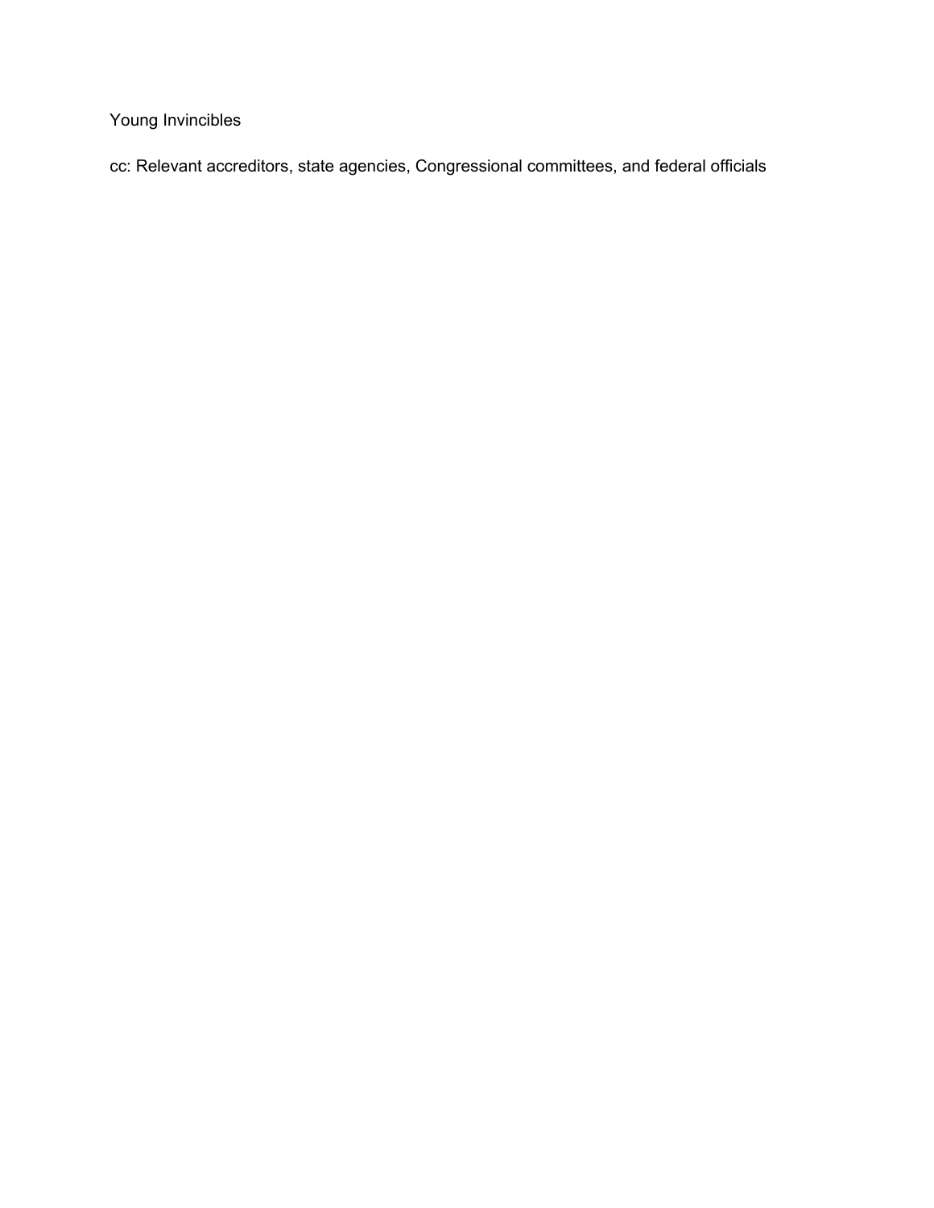Young Invincibles

cc: Relevant accreditors, state agencies, Congressional committees, and federal officials